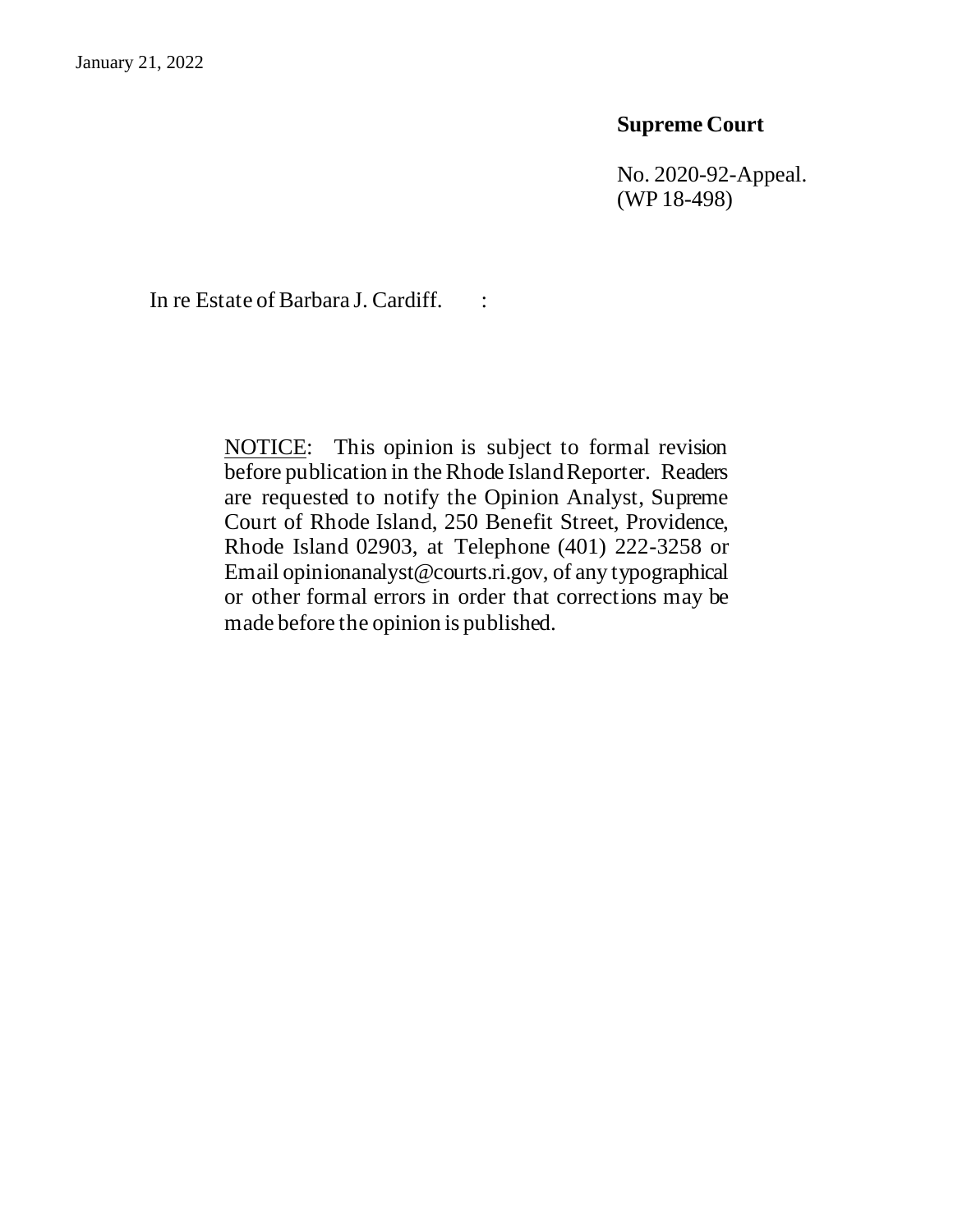January 21, 2022

**Supreme Court**

No. 2020-92-Appeal.
(WP 18-498)

In re Estate of Barbara J. Cardiff. :

NOTICE: This opinion is subject to formal revision before publication in the Rhode Island Reporter. Readers are requested to notify the Opinion Analyst, Supreme Court of Rhode Island, 250 Benefit Street, Providence, Rhode Island 02903, at Telephone (401) 222-3258 or Email opinionanalyst@courts.ri.gov, of any typographical or other formal errors in order that corrections may be made before the opinion is published.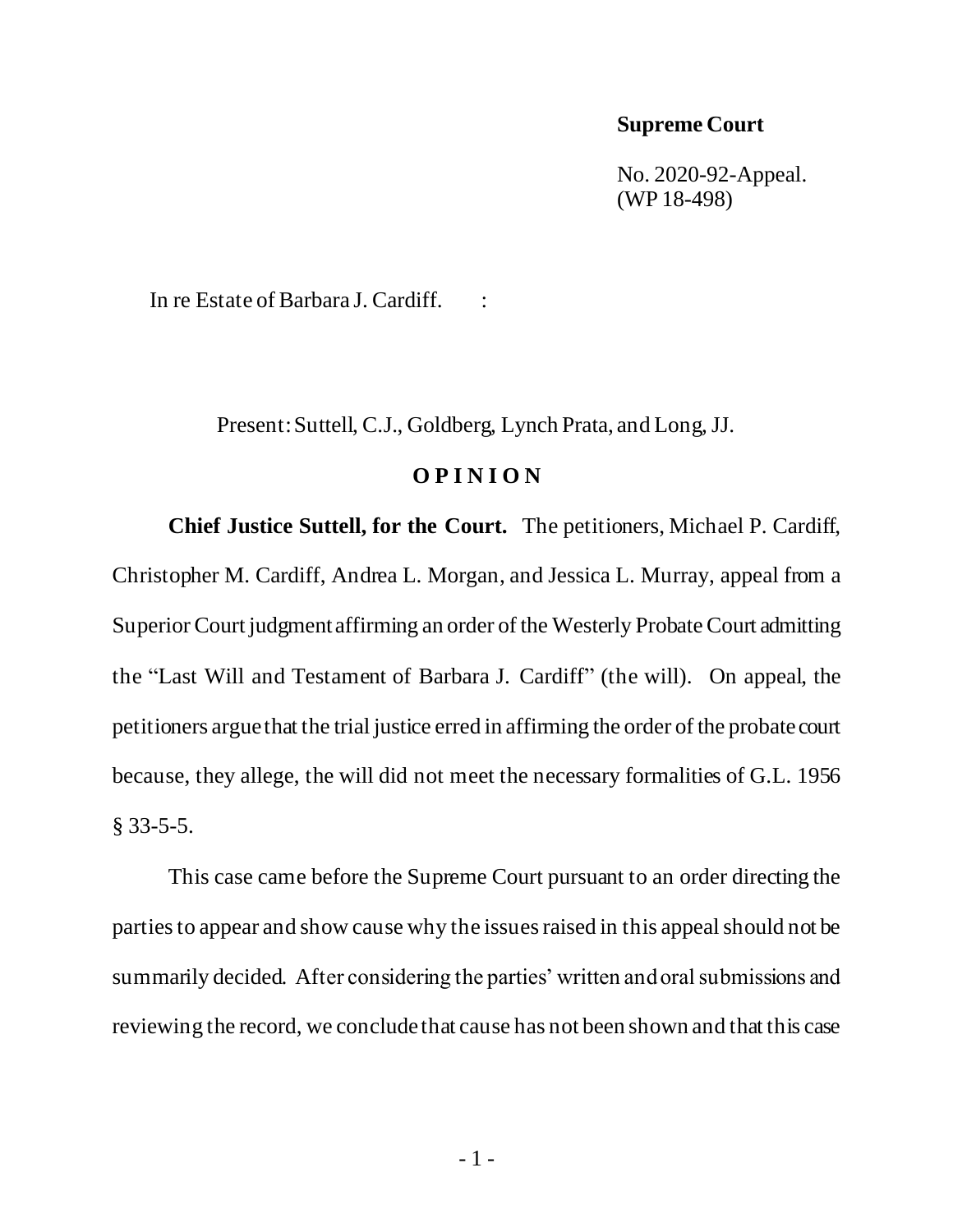**Supreme Court**

No. 2020-92-Appeal.
(WP 18-498)

In re Estate of Barbara J. Cardiff. :

Present: Suttell, C.J., Goldberg, Lynch Prata, and Long, JJ.

**O P I N I O N**

**Chief Justice Suttell, for the Court.** The petitioners, Michael P. Cardiff, Christopher M. Cardiff, Andrea L. Morgan, and Jessica L. Murray, appeal from a Superior Court judgment affirming an order of the Westerly Probate Court admitting the "Last Will and Testament of Barbara J. Cardiff" (the will). On appeal, the petitioners argue that the trial justice erred in affirming the order of the probate court because, they allege, the will did not meet the necessary formalities of G.L. 1956 § 33-5-5.

This case came before the Supreme Court pursuant to an order directing the parties to appear and show cause why the issues raised in this appeal should not be summarily decided. After considering the parties' written and oral submissions and reviewing the record, we conclude that cause has not been shown and that this case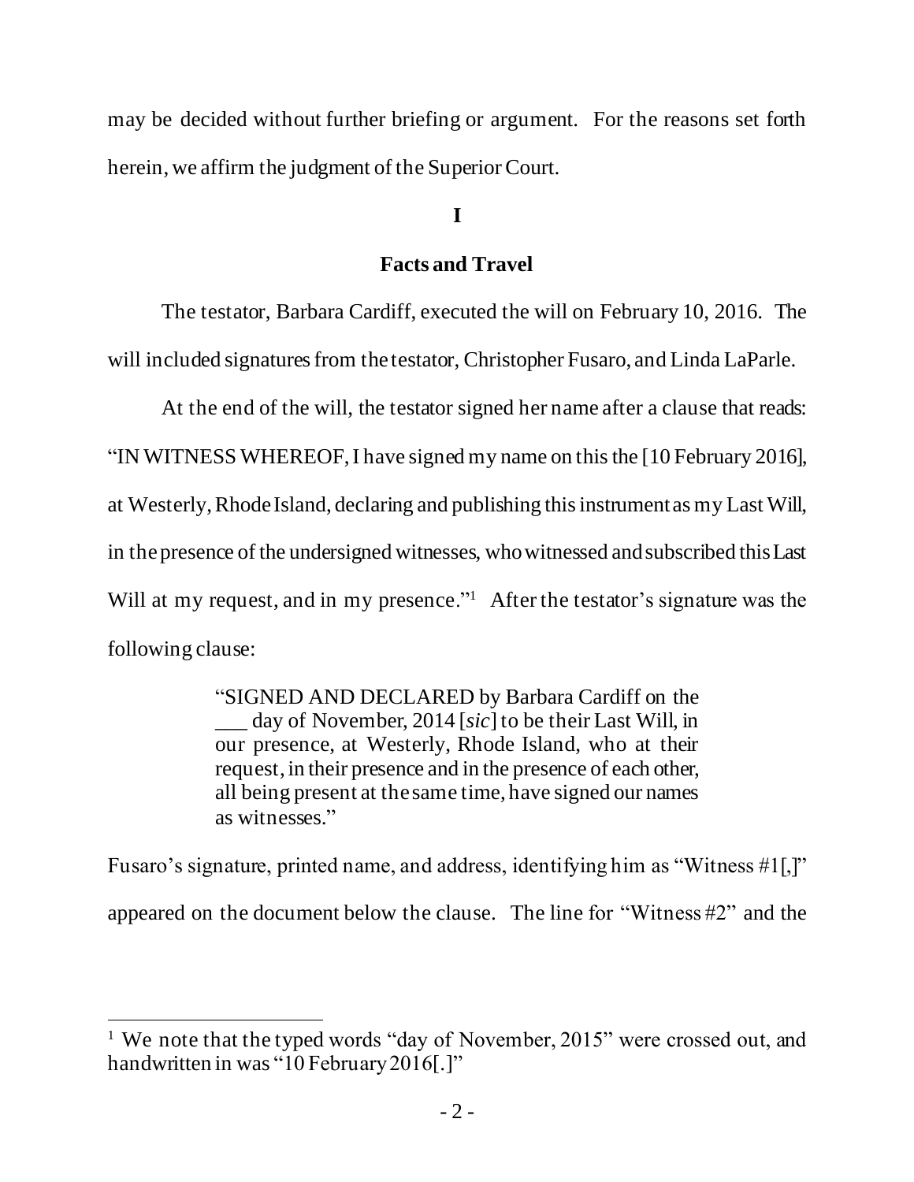may be decided without further briefing or argument. For the reasons set forth herein, we affirm the judgment of the Superior Court.

## I

## Facts and Travel

The testator, Barbara Cardiff, executed the will on February 10, 2016. The will included signatures from the testator, Christopher Fusaro, and Linda LaParle.

At the end of the will, the testator signed her name after a clause that reads: "IN WITNESS WHEREOF, I have signed my name on this the [10 February 2016], at Westerly, Rhode Island, declaring and publishing this instrument as my Last Will, in the presence of the undersigned witnesses, who witnessed and subscribed this Last Will at my request, and in my presence."[1] After the testator's signature was the following clause:

> "SIGNED AND DECLARED by Barbara Cardiff on the ___ day of November, 2014 [*sic*] to be their Last Will, in our presence, at Westerly, Rhode Island, who at their request, in their presence and in the presence of each other, all being present at the same time, have signed our names as witnesses."

Fusaro's signature, printed name, and address, identifying him as "Witness #1[,]" appeared on the document below the clause. The line for "Witness #2" and the

---

[1] We note that the typed words "day of November, 2015" were crossed out, and handwritten in was "10 February 2016[.]"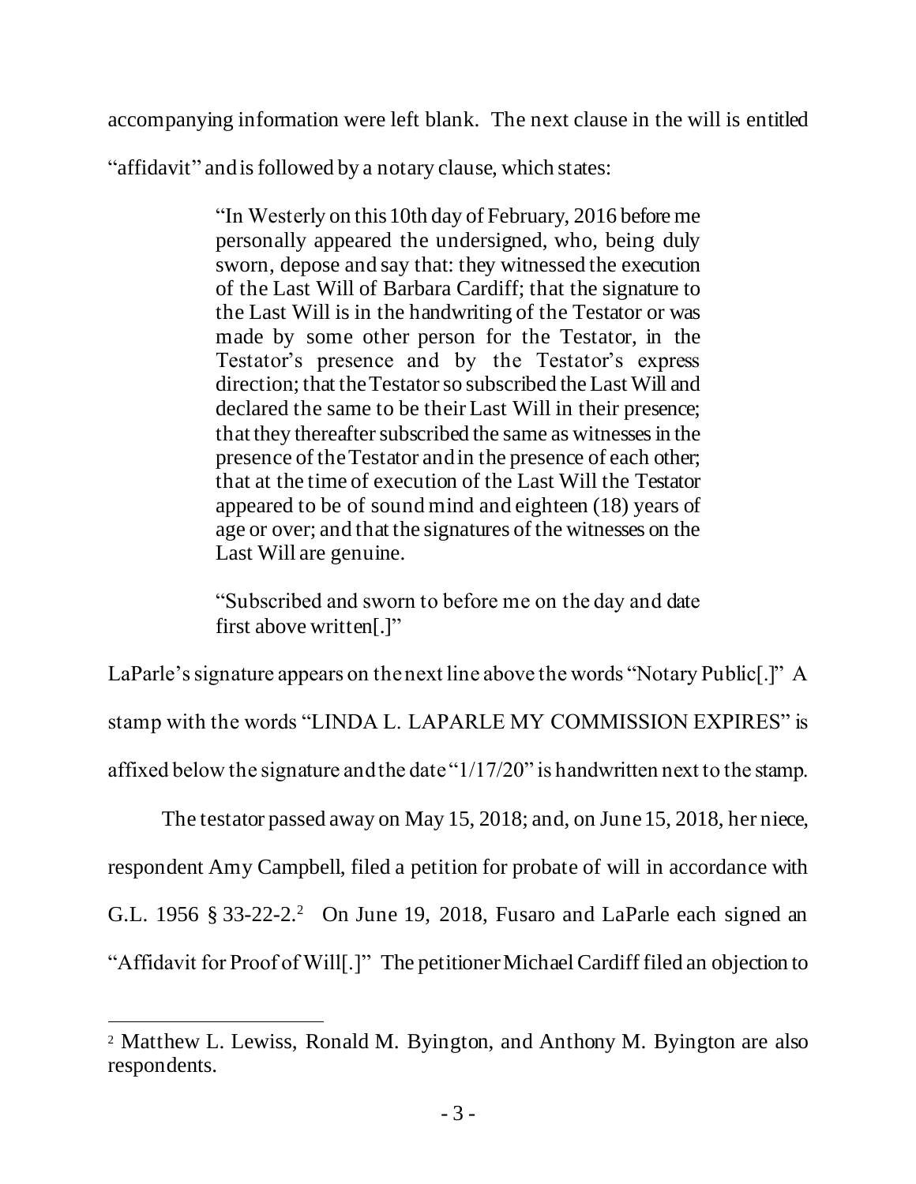accompanying information were left blank. The next clause in the will is entitled "affidavit" and is followed by a notary clause, which states:

> "In Westerly on this 10th day of February, 2016 before me personally appeared the undersigned, who, being duly sworn, depose and say that: they witnessed the execution of the Last Will of Barbara Cardiff; that the signature to the Last Will is in the handwriting of the Testator or was made by some other person for the Testator, in the Testator's presence and by the Testator's express direction; that the Testator so subscribed the Last Will and declared the same to be their Last Will in their presence; that they thereafter subscribed the same as witnesses in the presence of the Testator and in the presence of each other; that at the time of execution of the Last Will the Testator appeared to be of sound mind and eighteen (18) years of age or over; and that the signatures of the witnesses on the Last Will are genuine.
>
> "Subscribed and sworn to before me on the day and date first above written[.]"

LaParle's signature appears on the next line above the words "Notary Public[.]" A stamp with the words "LINDA L. LAPARLE MY COMMISSION EXPIRES" is affixed below the signature and the date "1/17/20" is handwritten next to the stamp.

The testator passed away on May 15, 2018; and, on June 15, 2018, her niece, respondent Amy Campbell, filed a petition for probate of will in accordance with G.L. 1956 § 33-22-2.[2] On June 19, 2018, Fusaro and LaParle each signed an "Affidavit for Proof of Will[.]" The petitioner Michael Cardiff filed an objection to

---

[2] Matthew L. Lewiss, Ronald M. Byington, and Anthony M. Byington are also respondents.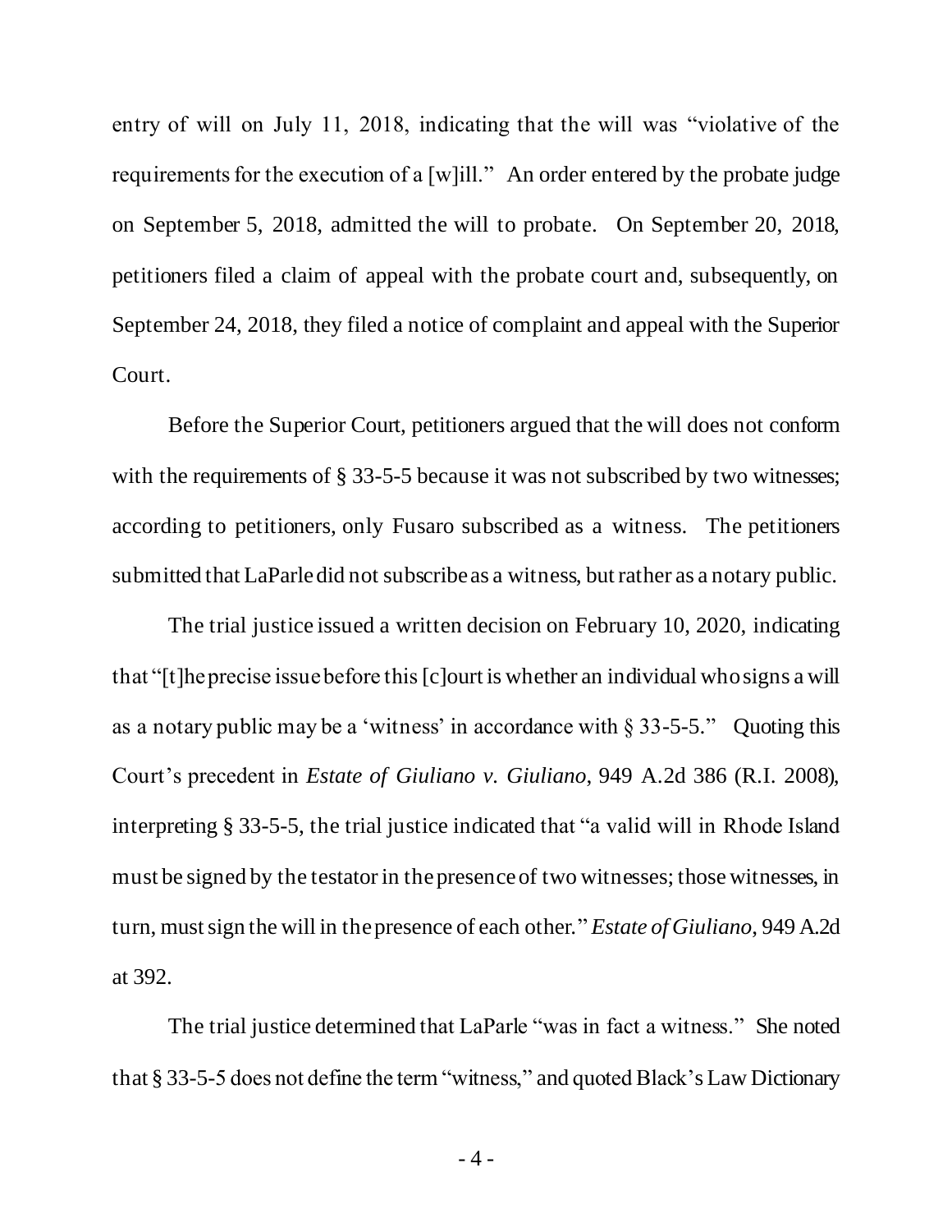entry of will on July 11, 2018, indicating that the will was "violative of the requirements for the execution of a [w]ill." An order entered by the probate judge on September 5, 2018, admitted the will to probate. On September 20, 2018, petitioners filed a claim of appeal with the probate court and, subsequently, on September 24, 2018, they filed a notice of complaint and appeal with the Superior Court.

Before the Superior Court, petitioners argued that the will does not conform with the requirements of § 33-5-5 because it was not subscribed by two witnesses; according to petitioners, only Fusaro subscribed as a witness. The petitioners submitted that LaParle did not subscribe as a witness, but rather as a notary public.

The trial justice issued a written decision on February 10, 2020, indicating that "[t]he precise issue before this [c]ourt is whether an individual who signs a will as a notary public may be a 'witness' in accordance with § 33-5-5." Quoting this Court's precedent in *Estate of Giuliano v. Giuliano*, 949 A.2d 386 (R.I. 2008), interpreting § 33-5-5, the trial justice indicated that "a valid will in Rhode Island must be signed by the testator in the presence of two witnesses; those witnesses, in turn, must sign the will in the presence of each other." *Estate of Giuliano*, 949 A.2d at 392.

The trial justice determined that LaParle "was in fact a witness." She noted that § 33-5-5 does not define the term "witness," and quoted Black's Law Dictionary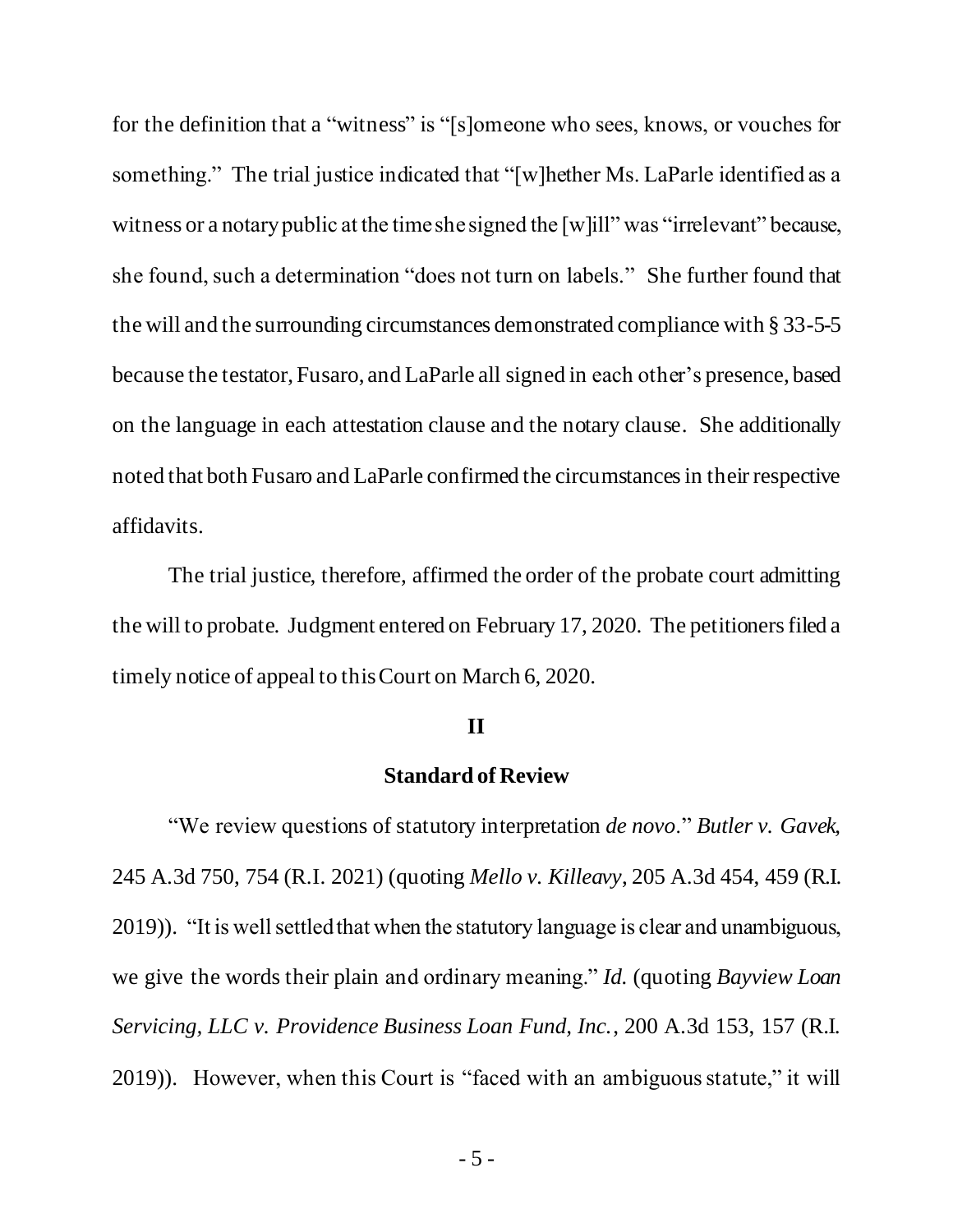for the definition that a "witness" is "[s]omeone who sees, knows, or vouches for something." The trial justice indicated that "[w]hether Ms. LaParle identified as a witness or a notary public at the time she signed the [w]ill" was "irrelevant" because, she found, such a determination "does not turn on labels." She further found that the will and the surrounding circumstances demonstrated compliance with § 33-5-5 because the testator, Fusaro, and LaParle all signed in each other's presence, based on the language in each attestation clause and the notary clause. She additionally noted that both Fusaro and LaParle confirmed the circumstances in their respective affidavits.

The trial justice, therefore, affirmed the order of the probate court admitting the will to probate. Judgment entered on February 17, 2020. The petitioners filed a timely notice of appeal to this Court on March 6, 2020.

## II

## Standard of Review

"We review questions of statutory interpretation *de novo*." *Butler v. Gavek*, 245 A.3d 750, 754 (R.I. 2021) (quoting *Mello v. Killeavy*, 205 A.3d 454, 459 (R.I. 2019)). "It is well settled that when the statutory language is clear and unambiguous, we give the words their plain and ordinary meaning." *Id.* (quoting *Bayview Loan Servicing, LLC v. Providence Business Loan Fund, Inc.*, 200 A.3d 153, 157 (R.I. 2019)). However, when this Court is "faced with an ambiguous statute," it will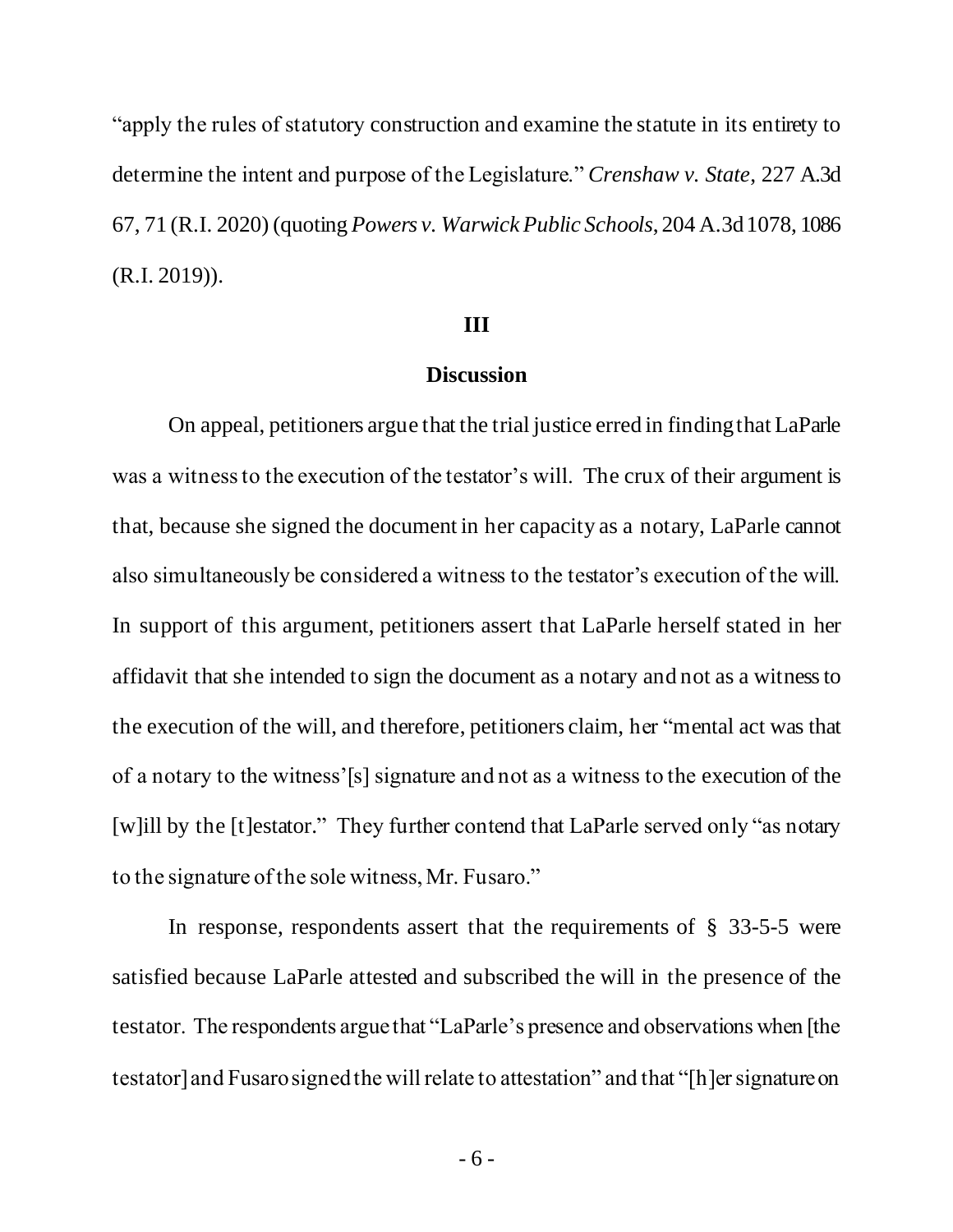"apply the rules of statutory construction and examine the statute in its entirety to determine the intent and purpose of the Legislature." *Crenshaw v. State*, 227 A.3d 67, 71 (R.I. 2020) (quoting *Powers v. Warwick Public Schools*, 204 A.3d 1078, 1086 (R.I. 2019)).

## III

## Discussion

On appeal, petitioners argue that the trial justice erred in finding that LaParle was a witness to the execution of the testator's will. The crux of their argument is that, because she signed the document in her capacity as a notary, LaParle cannot also simultaneously be considered a witness to the testator's execution of the will. In support of this argument, petitioners assert that LaParle herself stated in her affidavit that she intended to sign the document as a notary and not as a witness to the execution of the will, and therefore, petitioners claim, her "mental act was that of a notary to the witness'[s] signature and not as a witness to the execution of the [w]ill by the [t]estator." They further contend that LaParle served only "as notary to the signature of the sole witness, Mr. Fusaro."

In response, respondents assert that the requirements of § 33-5-5 were satisfied because LaParle attested and subscribed the will in the presence of the testator. The respondents argue that "LaParle's presence and observations when [the testator] and Fusaro signed the will relate to attestation" and that "[h]er signature on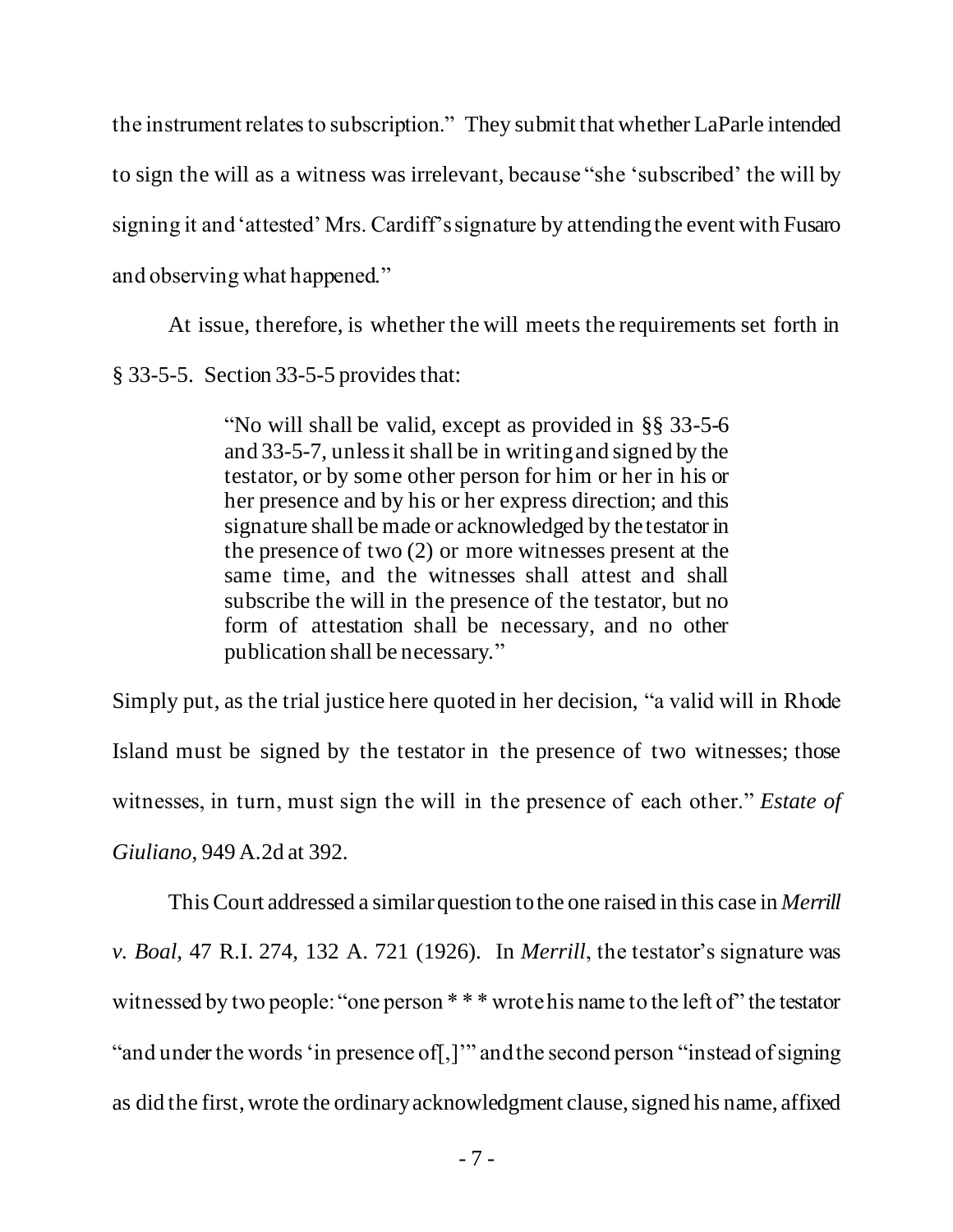the instrument relates to subscription." They submit that whether LaParle intended to sign the will as a witness was irrelevant, because "she 'subscribed' the will by signing it and 'attested' Mrs. Cardiff's signature by attending the event with Fusaro and observing what happened."

At issue, therefore, is whether the will meets the requirements set forth in § 33-5-5. Section 33-5-5 provides that:

> "No will shall be valid, except as provided in §§ 33-5-6 and 33-5-7, unless it shall be in writing and signed by the testator, or by some other person for him or her in his or her presence and by his or her express direction; and this signature shall be made or acknowledged by the testator in the presence of two (2) or more witnesses present at the same time, and the witnesses shall attest and shall subscribe the will in the presence of the testator, but no form of attestation shall be necessary, and no other publication shall be necessary."

Simply put, as the trial justice here quoted in her decision, "a valid will in Rhode Island must be signed by the testator in the presence of two witnesses; those witnesses, in turn, must sign the will in the presence of each other." *Estate of Giuliano*, 949 A.2d at 392.

This Court addressed a similar question to the one raised in this case in *Merrill v. Boal*, 47 R.I. 274, 132 A. 721 (1926). In *Merrill*, the testator's signature was witnessed by two people: "one person * * * wrote his name to the left of" the testator "and under the words 'in presence of[,]'" and the second person "instead of signing as did the first, wrote the ordinary acknowledgment clause, signed his name, affixed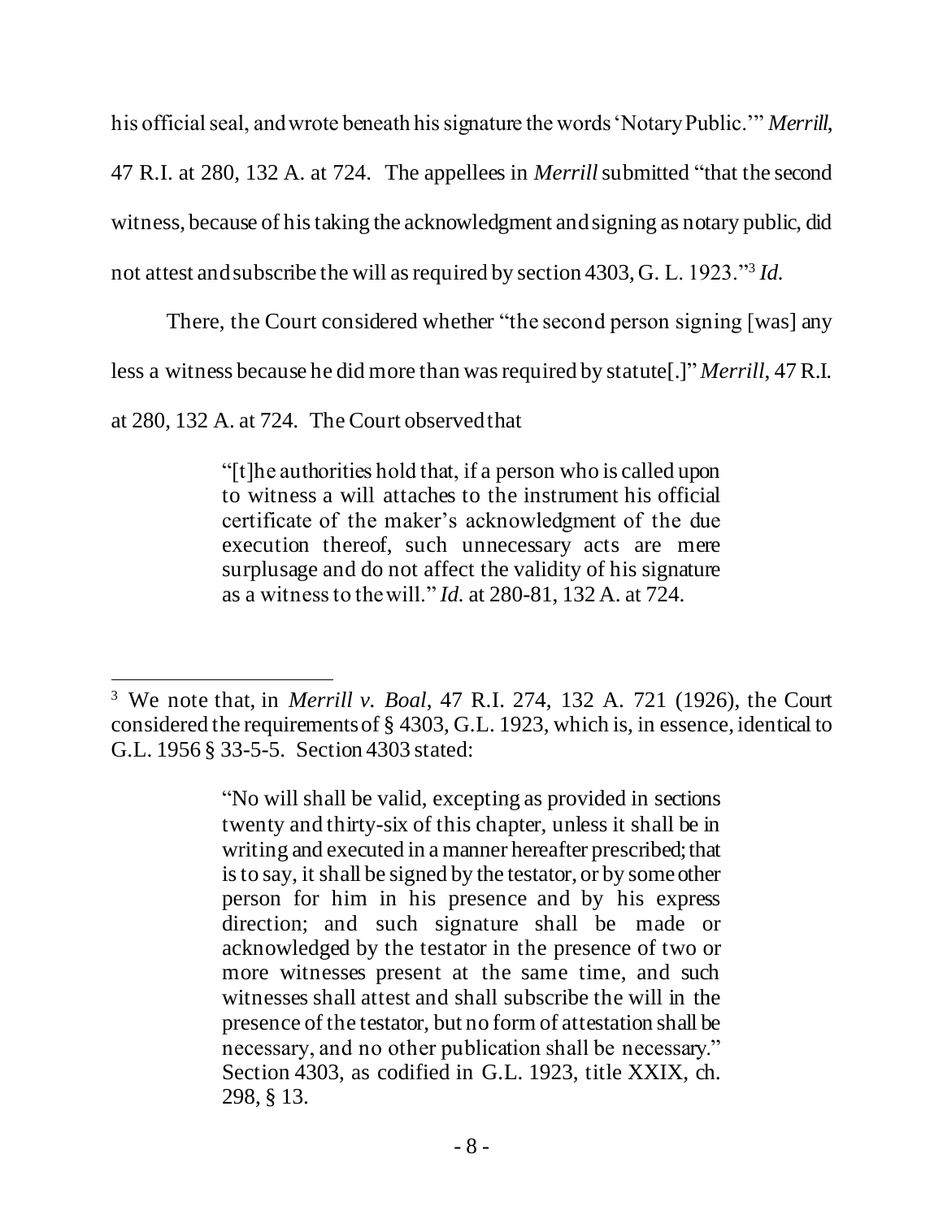his official seal, and wrote beneath his signature the words 'Notary Public.'" *Merrill*, 47 R.I. at 280, 132 A. at 724. The appellees in *Merrill* submitted "that the second witness, because of his taking the acknowledgment and signing as notary public, did not attest and subscribe the will as required by section 4303, G. L. 1923."[3] *Id.*

There, the Court considered whether "the second person signing [was] any less a witness because he did more than was required by statute[.]" *Merrill*, 47 R.I. at 280, 132 A. at 724. The Court observed that

> "[t]he authorities hold that, if a person who is called upon to witness a will attaches to the instrument his official certificate of the maker's acknowledgment of the due execution thereof, such unnecessary acts are mere surplusage and do not affect the validity of his signature as a witness to the will." *Id.* at 280-81, 132 A. at 724.

---

[3] We note that, in *Merrill v. Boal*, 47 R.I. 274, 132 A. 721 (1926), the Court considered the requirements of § 4303, G.L. 1923, which is, in essence, identical to G.L. 1956 § 33-5-5. Section 4303 stated:

> "No will shall be valid, excepting as provided in sections twenty and thirty-six of this chapter, unless it shall be in writing and executed in a manner hereafter prescribed; that is to say, it shall be signed by the testator, or by some other person for him in his presence and by his express direction; and such signature shall be made or acknowledged by the testator in the presence of two or more witnesses present at the same time, and such witnesses shall attest and shall subscribe the will in the presence of the testator, but no form of attestation shall be necessary, and no other publication shall be necessary." Section 4303, as codified in G.L. 1923, title XXIX, ch. 298, § 13.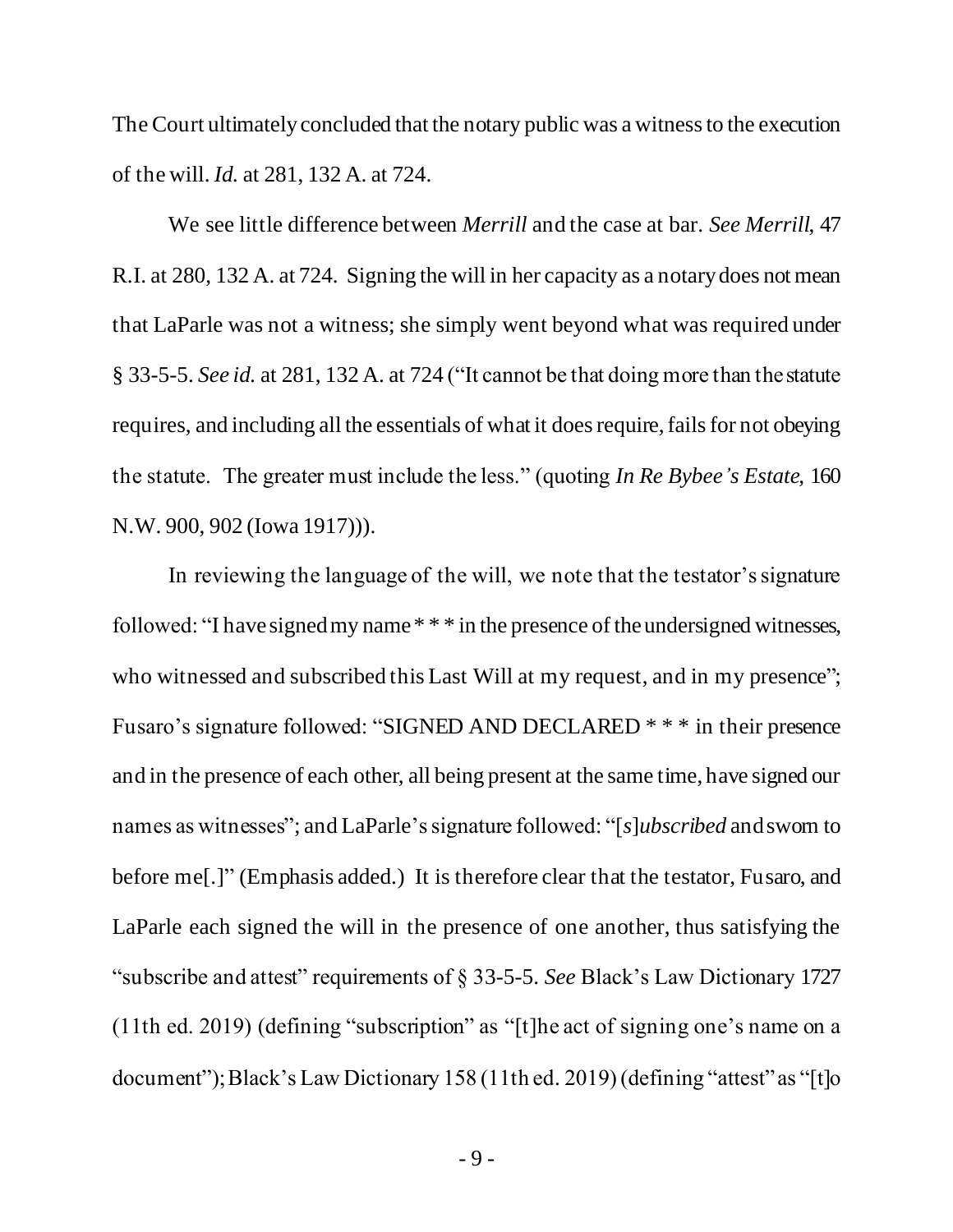The Court ultimately concluded that the notary public was a witness to the execution of the will. *Id.* at 281, 132 A. at 724.

We see little difference between *Merrill* and the case at bar. *See Merrill*, 47 R.I. at 280, 132 A. at 724. Signing the will in her capacity as a notary does not mean that LaParle was not a witness; she simply went beyond what was required under § 33-5-5. *See id.* at 281, 132 A. at 724 ("It cannot be that doing more than the statute requires, and including all the essentials of what it does require, fails for not obeying the statute. The greater must include the less." (quoting *In Re Bybee's Estate*, 160 N.W. 900, 902 (Iowa 1917))).

In reviewing the language of the will, we note that the testator's signature followed: "I have signed my name * * * in the presence of the undersigned witnesses, who witnessed and subscribed this Last Will at my request, and in my presence"; Fusaro's signature followed: "SIGNED AND DECLARED * * * in their presence and in the presence of each other, all being present at the same time, have signed our names as witnesses"; and LaParle's signature followed: "[*s*]*ubscribed* and sworn to before me[.]" (Emphasis added.) It is therefore clear that the testator, Fusaro, and LaParle each signed the will in the presence of one another, thus satisfying the "subscribe and attest" requirements of § 33-5-5. *See* Black's Law Dictionary 1727 (11th ed. 2019) (defining "subscription" as "[t]he act of signing one's name on a document"); Black's Law Dictionary 158 (11th ed. 2019) (defining "attest" as "[t]o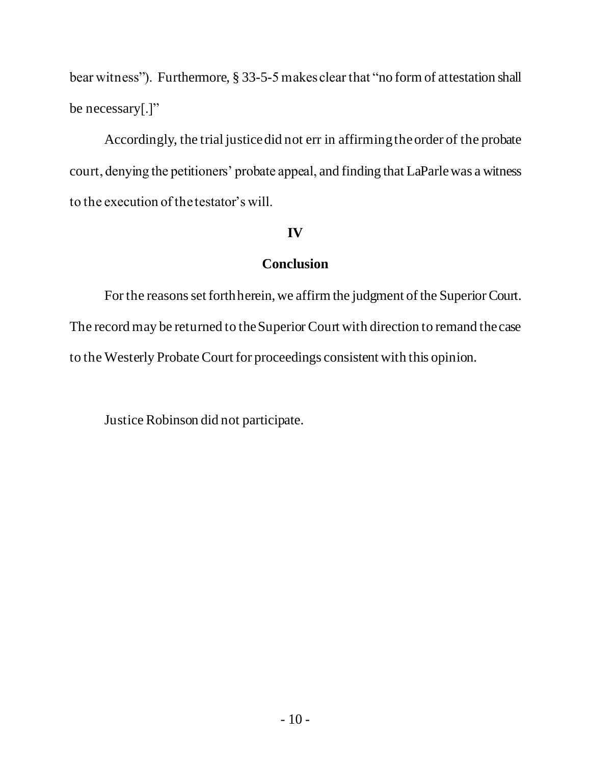bear witness"). Furthermore, § 33-5-5 makes clear that "no form of attestation shall be necessary[.]"

Accordingly, the trial justice did not err in affirming the order of the probate court, denying the petitioners' probate appeal, and finding that LaParle was a witness to the execution of the testator's will.

## IV

## Conclusion

For the reasons set forth herein, we affirm the judgment of the Superior Court. The record may be returned to the Superior Court with direction to remand the case to the Westerly Probate Court for proceedings consistent with this opinion.

Justice Robinson did not participate.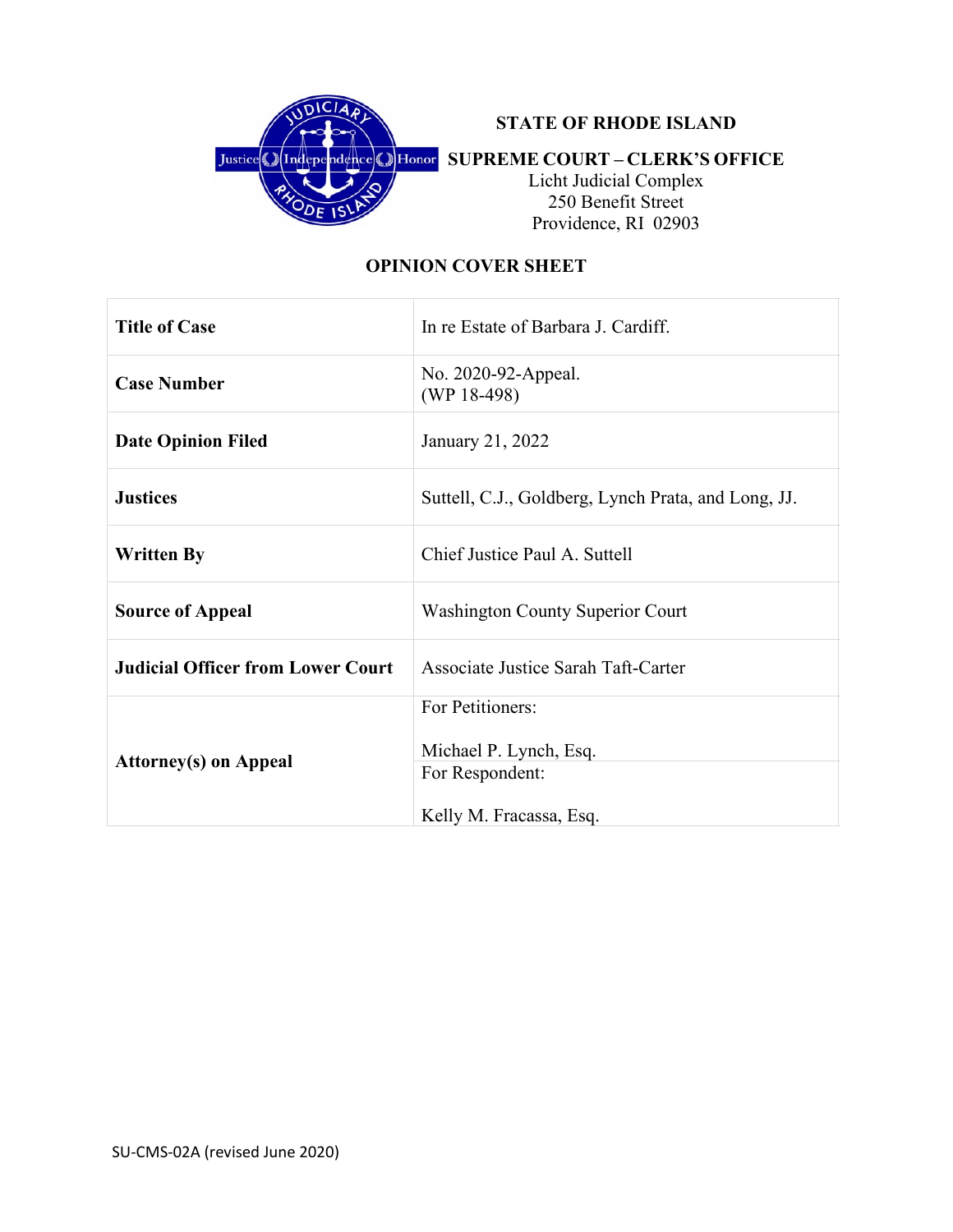**STATE OF RHODE ISLAND**

**SUPREME COURT – CLERK'S OFFICE**
Licht Judicial Complex
250 Benefit Street
Providence, RI 02903

## OPINION COVER SHEET

| | |
|---|---|
| **Title of Case** | In re Estate of Barbara J. Cardiff. |
| **Case Number** | No. 2020-92-Appeal. (WP 18-498) |
| **Date Opinion Filed** | January 21, 2022 |
| **Justices** | Suttell, C.J., Goldberg, Lynch Prata, and Long, JJ. |
| **Written By** | Chief Justice Paul A. Suttell |
| **Source of Appeal** | Washington County Superior Court |
| **Judicial Officer from Lower Court** | Associate Justice Sarah Taft-Carter |
| **Attorney(s) on Appeal** | For Petitioners: Michael P. Lynch, Esq. |
| | For Respondent: Kelly M. Fracassa, Esq. |

SU-CMS-02A (revised June 2020)